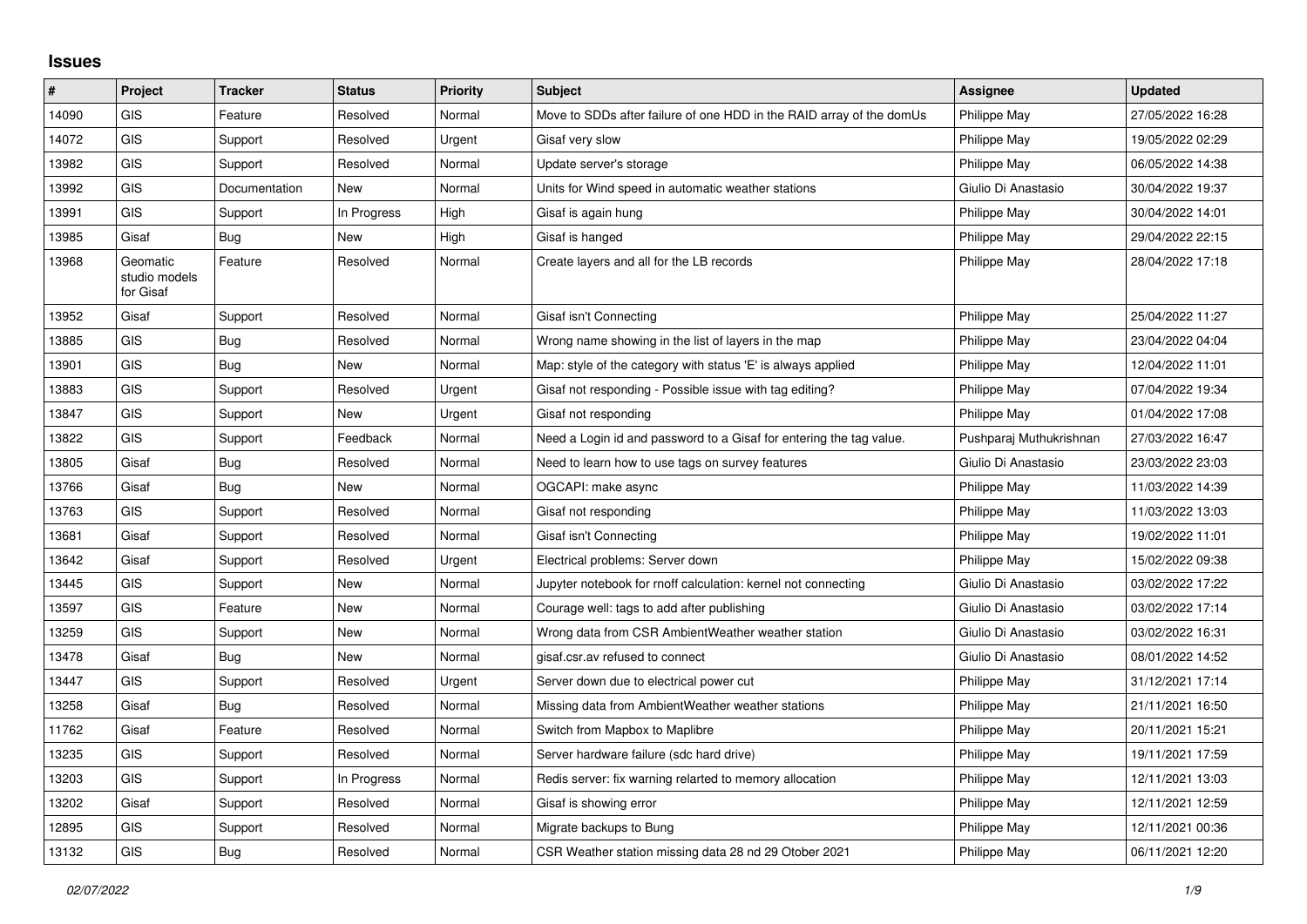## Issues

| # | Project | Tracker | Status | Priority | Subject | Assignee | Updated |
|---|---|---|---|---|---|---|---|
| 14090 | GIS | Feature | Resolved | Normal | Move to SDDs after failure of one HDD in the RAID array of the domUs | Philippe May | 27/05/2022 16:28 |
| 14072 | GIS | Support | Resolved | Urgent | Gisaf very slow | Philippe May | 19/05/2022 02:29 |
| 13982 | GIS | Support | Resolved | Normal | Update server's storage | Philippe May | 06/05/2022 14:38 |
| 13992 | GIS | Documentation | New | Normal | Units for Wind speed in automatic weather stations | Giulio Di Anastasio | 30/04/2022 19:37 |
| 13991 | GIS | Support | In Progress | High | Gisaf is again hung | Philippe May | 30/04/2022 14:01 |
| 13985 | Gisaf | Bug | New | High | Gisaf is hanged | Philippe May | 29/04/2022 22:15 |
| 13968 | Geomatic studio models for Gisaf | Feature | Resolved | Normal | Create layers and all for the LB records | Philippe May | 28/04/2022 17:18 |
| 13952 | Gisaf | Support | Resolved | Normal | Gisaf isn't Connecting | Philippe May | 25/04/2022 11:27 |
| 13885 | GIS | Bug | Resolved | Normal | Wrong name showing in the list of layers in the map | Philippe May | 23/04/2022 04:04 |
| 13901 | GIS | Bug | New | Normal | Map: style of the category with status 'E' is always applied | Philippe May | 12/04/2022 11:01 |
| 13883 | GIS | Support | Resolved | Urgent | Gisaf not responding - Possible issue with tag editing? | Philippe May | 07/04/2022 19:34 |
| 13847 | GIS | Support | New | Urgent | Gisaf not responding | Philippe May | 01/04/2022 17:08 |
| 13822 | GIS | Support | Feedback | Normal | Need a Login id and password to a Gisaf for entering the tag value. | Pushparaj Muthukrishnan | 27/03/2022 16:47 |
| 13805 | Gisaf | Bug | Resolved | Normal | Need to learn how to use tags on survey features | Giulio Di Anastasio | 23/03/2022 23:03 |
| 13766 | Gisaf | Bug | New | Normal | OGCAPI: make async | Philippe May | 11/03/2022 14:39 |
| 13763 | GIS | Support | Resolved | Normal | Gisaf not responding | Philippe May | 11/03/2022 13:03 |
| 13681 | Gisaf | Support | Resolved | Normal | Gisaf isn't Connecting | Philippe May | 19/02/2022 11:01 |
| 13642 | Gisaf | Support | Resolved | Urgent | Electrical problems: Server down | Philippe May | 15/02/2022 09:38 |
| 13445 | GIS | Support | New | Normal | Jupyter notebook for rnoff calculation: kernel not connecting | Giulio Di Anastasio | 03/02/2022 17:22 |
| 13597 | GIS | Feature | New | Normal | Courage well: tags to add after publishing | Giulio Di Anastasio | 03/02/2022 17:14 |
| 13259 | GIS | Support | New | Normal | Wrong data from CSR AmbientWeather weather station | Giulio Di Anastasio | 03/02/2022 16:31 |
| 13478 | Gisaf | Bug | New | Normal | gisaf.csr.av refused to connect | Giulio Di Anastasio | 08/01/2022 14:52 |
| 13447 | GIS | Support | Resolved | Urgent | Server down due to electrical power cut | Philippe May | 31/12/2021 17:14 |
| 13258 | Gisaf | Bug | Resolved | Normal | Missing data from AmbientWeather weather stations | Philippe May | 21/11/2021 16:50 |
| 11762 | Gisaf | Feature | Resolved | Normal | Switch from Mapbox to Maplibre | Philippe May | 20/11/2021 15:21 |
| 13235 | GIS | Support | Resolved | Normal | Server hardware failure (sdc hard drive) | Philippe May | 19/11/2021 17:59 |
| 13203 | GIS | Support | In Progress | Normal | Redis server: fix warning relarted to memory allocation | Philippe May | 12/11/2021 13:03 |
| 13202 | Gisaf | Support | Resolved | Normal | Gisaf is showing error | Philippe May | 12/11/2021 12:59 |
| 12895 | GIS | Support | Resolved | Normal | Migrate backups to Bung | Philippe May | 12/11/2021 00:36 |
| 13132 | GIS | Bug | Resolved | Normal | CSR Weather station missing data 28 nd 29 Otober 2021 | Philippe May | 06/11/2021 12:20 |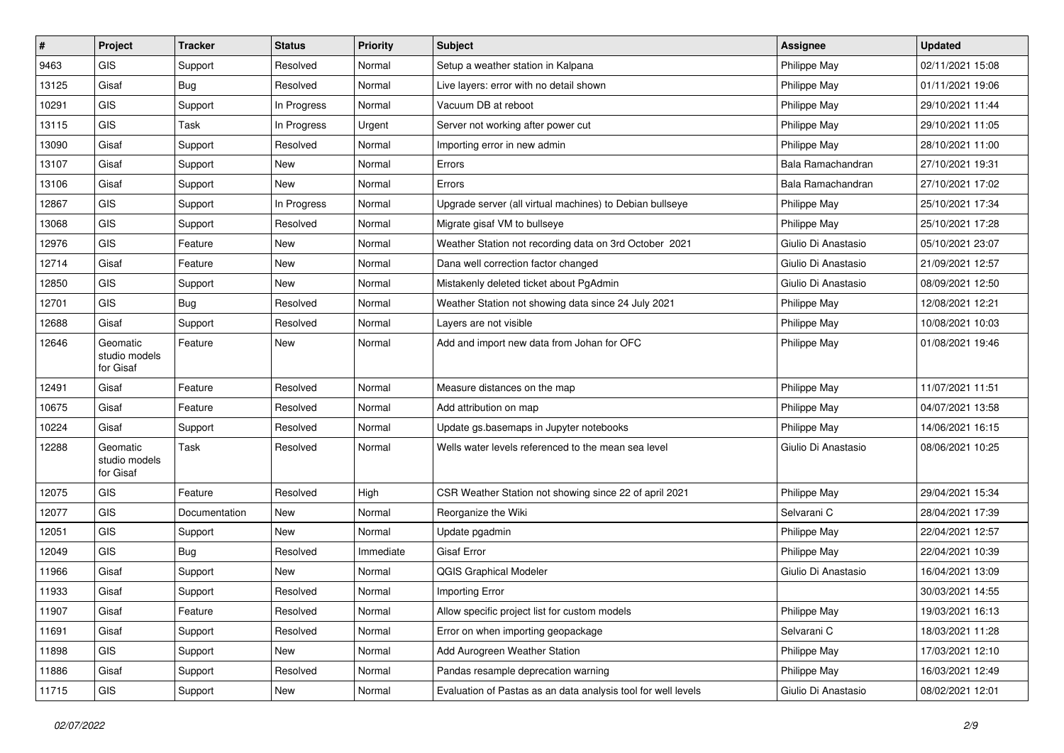| # | Project | Tracker | Status | Priority | Subject | Assignee | Updated |
|---|---|---|---|---|---|---|---|
| 9463 | GIS | Support | Resolved | Normal | Setup a weather station in Kalpana | Philippe May | 02/11/2021 15:08 |
| 13125 | Gisaf | Bug | Resolved | Normal | Live layers: error with no detail shown | Philippe May | 01/11/2021 19:06 |
| 10291 | GIS | Support | In Progress | Normal | Vacuum DB at reboot | Philippe May | 29/10/2021 11:44 |
| 13115 | GIS | Task | In Progress | Urgent | Server not working after power cut | Philippe May | 29/10/2021 11:05 |
| 13090 | Gisaf | Support | Resolved | Normal | Importing error in new admin | Philippe May | 28/10/2021 11:00 |
| 13107 | Gisaf | Support | New | Normal | Errors | Bala Ramachandran | 27/10/2021 19:31 |
| 13106 | Gisaf | Support | New | Normal | Errors | Bala Ramachandran | 27/10/2021 17:02 |
| 12867 | GIS | Support | In Progress | Normal | Upgrade server (all virtual machines) to Debian bullseye | Philippe May | 25/10/2021 17:34 |
| 13068 | GIS | Support | Resolved | Normal | Migrate gisaf VM to bullseye | Philippe May | 25/10/2021 17:28 |
| 12976 | GIS | Feature | New | Normal | Weather Station not recording data on 3rd October 2021 | Giulio Di Anastasio | 05/10/2021 23:07 |
| 12714 | Gisaf | Feature | New | Normal | Dana well correction factor changed | Giulio Di Anastasio | 21/09/2021 12:57 |
| 12850 | GIS | Support | New | Normal | Mistakenly deleted ticket about PgAdmin | Giulio Di Anastasio | 08/09/2021 12:50 |
| 12701 | GIS | Bug | Resolved | Normal | Weather Station not showing data since 24 July 2021 | Philippe May | 12/08/2021 12:21 |
| 12688 | Gisaf | Support | Resolved | Normal | Layers are not visible | Philippe May | 10/08/2021 10:03 |
| 12646 | Geomatic studio models for Gisaf | Feature | New | Normal | Add and import new data from Johan for OFC | Philippe May | 01/08/2021 19:46 |
| 12491 | Gisaf | Feature | Resolved | Normal | Measure distances on the map | Philippe May | 11/07/2021 11:51 |
| 10675 | Gisaf | Feature | Resolved | Normal | Add attribution on map | Philippe May | 04/07/2021 13:58 |
| 10224 | Gisaf | Support | Resolved | Normal | Update gs.basemaps in Jupyter notebooks | Philippe May | 14/06/2021 16:15 |
| 12288 | Geomatic studio models for Gisaf | Task | Resolved | Normal | Wells water levels referenced to the mean sea level | Giulio Di Anastasio | 08/06/2021 10:25 |
| 12075 | GIS | Feature | Resolved | High | CSR Weather Station not showing since 22 of april 2021 | Philippe May | 29/04/2021 15:34 |
| 12077 | GIS | Documentation | New | Normal | Reorganize the Wiki | Selvarani C | 28/04/2021 17:39 |
| 12051 | GIS | Support | New | Normal | Update pgadmin | Philippe May | 22/04/2021 12:57 |
| 12049 | GIS | Bug | Resolved | Immediate | Gisaf Error | Philippe May | 22/04/2021 10:39 |
| 11966 | Gisaf | Support | New | Normal | QGIS Graphical Modeler | Giulio Di Anastasio | 16/04/2021 13:09 |
| 11933 | Gisaf | Support | Resolved | Normal | Importing Error | | 30/03/2021 14:55 |
| 11907 | Gisaf | Feature | Resolved | Normal | Allow specific project list for custom models | Philippe May | 19/03/2021 16:13 |
| 11691 | Gisaf | Support | Resolved | Normal | Error on when importing geopackage | Selvarani C | 18/03/2021 11:28 |
| 11898 | GIS | Support | New | Normal | Add Aurogreen Weather Station | Philippe May | 17/03/2021 12:10 |
| 11886 | Gisaf | Support | Resolved | Normal | Pandas resample deprecation warning | Philippe May | 16/03/2021 12:49 |
| 11715 | GIS | Support | New | Normal | Evaluation of Pastas as an data analysis tool for well levels | Giulio Di Anastasio | 08/02/2021 12:01 |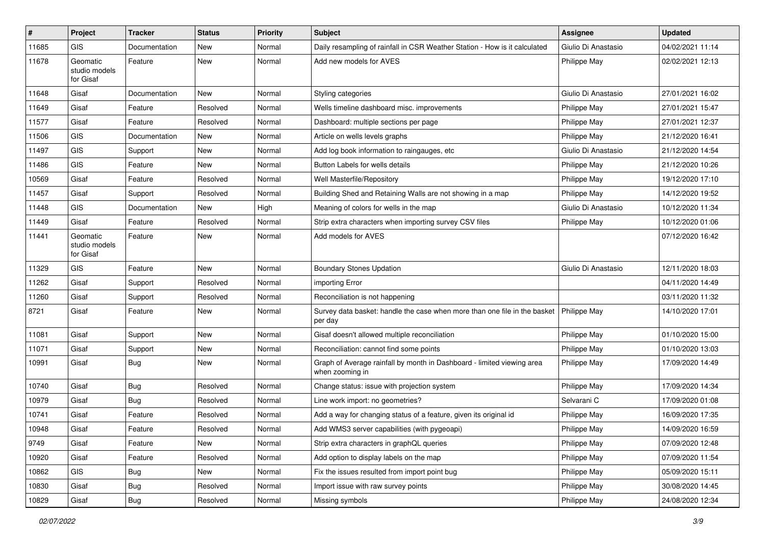| # | Project | Tracker | Status | Priority | Subject | Assignee | Updated |
|---|---|---|---|---|---|---|---|
| 11685 | GIS | Documentation | New | Normal | Daily resampling of rainfall in CSR Weather Station - How is it calculated | Giulio Di Anastasio | 04/02/2021 11:14 |
| 11678 | Geomatic studio models for Gisaf | Feature | New | Normal | Add new models for AVES | Philippe May | 02/02/2021 12:13 |
| 11648 | Gisaf | Documentation | New | Normal | Styling categories | Giulio Di Anastasio | 27/01/2021 16:02 |
| 11649 | Gisaf | Feature | Resolved | Normal | Wells timeline dashboard misc. improvements | Philippe May | 27/01/2021 15:47 |
| 11577 | Gisaf | Feature | Resolved | Normal | Dashboard: multiple sections per page | Philippe May | 27/01/2021 12:37 |
| 11506 | GIS | Documentation | New | Normal | Article on wells levels graphs | Philippe May | 21/12/2020 16:41 |
| 11497 | GIS | Support | New | Normal | Add log book information to raingauges, etc | Giulio Di Anastasio | 21/12/2020 14:54 |
| 11486 | GIS | Feature | New | Normal | Button Labels for wells details | Philippe May | 21/12/2020 10:26 |
| 10569 | Gisaf | Feature | Resolved | Normal | Well Masterfile/Repository | Philippe May | 19/12/2020 17:10 |
| 11457 | Gisaf | Support | Resolved | Normal | Building Shed and Retaining Walls are not showing in a map | Philippe May | 14/12/2020 19:52 |
| 11448 | GIS | Documentation | New | High | Meaning of colors for wells in the map | Giulio Di Anastasio | 10/12/2020 11:34 |
| 11449 | Gisaf | Feature | Resolved | Normal | Strip extra characters when importing survey CSV files | Philippe May | 10/12/2020 01:06 |
| 11441 | Geomatic studio models for Gisaf | Feature | New | Normal | Add models for AVES | | 07/12/2020 16:42 |
| 11329 | GIS | Feature | New | Normal | Boundary Stones Updation | Giulio Di Anastasio | 12/11/2020 18:03 |
| 11262 | Gisaf | Support | Resolved | Normal | importing Error | | 04/11/2020 14:49 |
| 11260 | Gisaf | Support | Resolved | Normal | Reconciliation is not happening | | 03/11/2020 11:32 |
| 8721 | Gisaf | Feature | New | Normal | Survey data basket: handle the case when more than one file in the basket per day | Philippe May | 14/10/2020 17:01 |
| 11081 | Gisaf | Support | New | Normal | Gisaf doesn't allowed multiple reconciliation | Philippe May | 01/10/2020 15:00 |
| 11071 | Gisaf | Support | New | Normal | Reconciliation: cannot find some points | Philippe May | 01/10/2020 13:03 |
| 10991 | Gisaf | Bug | New | Normal | Graph of Average rainfall by month in Dashboard - limited viewing area when zooming in | Philippe May | 17/09/2020 14:49 |
| 10740 | Gisaf | Bug | Resolved | Normal | Change status: issue with projection system | Philippe May | 17/09/2020 14:34 |
| 10979 | Gisaf | Bug | Resolved | Normal | Line work import: no geometries? | Selvarani C | 17/09/2020 01:08 |
| 10741 | Gisaf | Feature | Resolved | Normal | Add a way for changing status of a feature, given its original id | Philippe May | 16/09/2020 17:35 |
| 10948 | Gisaf | Feature | Resolved | Normal | Add WMS3 server capabilities (with pygeoapi) | Philippe May | 14/09/2020 16:59 |
| 9749 | Gisaf | Feature | New | Normal | Strip extra characters in graphQL queries | Philippe May | 07/09/2020 12:48 |
| 10920 | Gisaf | Feature | Resolved | Normal | Add option to display labels on the map | Philippe May | 07/09/2020 11:54 |
| 10862 | GIS | Bug | New | Normal | Fix the issues resulted from import point bug | Philippe May | 05/09/2020 15:11 |
| 10830 | Gisaf | Bug | Resolved | Normal | Import issue with raw survey points | Philippe May | 30/08/2020 14:45 |
| 10829 | Gisaf | Bug | Resolved | Normal | Missing symbols | Philippe May | 24/08/2020 12:34 |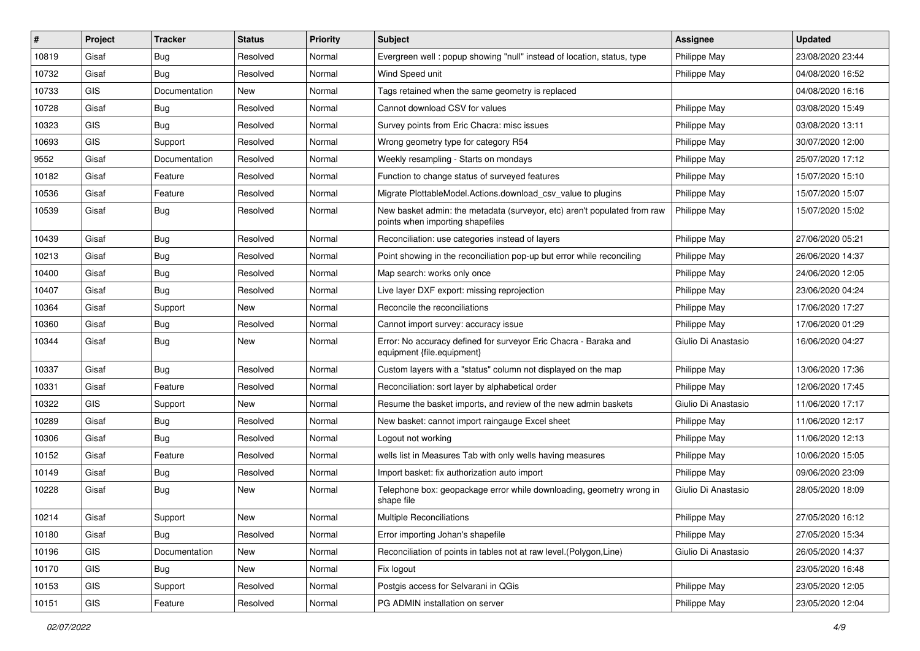| # | Project | Tracker | Status | Priority | Subject | Assignee | Updated |
|---|---|---|---|---|---|---|---|
| 10819 | Gisaf | Bug | Resolved | Normal | Evergreen well : popup showing "null" instead of location, status, type | Philippe May | 23/08/2020 23:44 |
| 10732 | Gisaf | Bug | Resolved | Normal | Wind Speed unit | Philippe May | 04/08/2020 16:52 |
| 10733 | GIS | Documentation | New | Normal | Tags retained when the same geometry is replaced | | 04/08/2020 16:16 |
| 10728 | Gisaf | Bug | Resolved | Normal | Cannot download CSV for values | Philippe May | 03/08/2020 15:49 |
| 10323 | GIS | Bug | Resolved | Normal | Survey points from Eric Chacra: misc issues | Philippe May | 03/08/2020 13:11 |
| 10693 | GIS | Support | Resolved | Normal | Wrong geometry type for category R54 | Philippe May | 30/07/2020 12:00 |
| 9552 | Gisaf | Documentation | Resolved | Normal | Weekly resampling - Starts on mondays | Philippe May | 25/07/2020 17:12 |
| 10182 | Gisaf | Feature | Resolved | Normal | Function to change status of surveyed features | Philippe May | 15/07/2020 15:10 |
| 10536 | Gisaf | Feature | Resolved | Normal | Migrate PlottableModel.Actions.download_csv_value to plugins | Philippe May | 15/07/2020 15:07 |
| 10539 | Gisaf | Bug | Resolved | Normal | New basket admin: the metadata (surveyor, etc) aren't populated from raw points when importing shapefiles | Philippe May | 15/07/2020 15:02 |
| 10439 | Gisaf | Bug | Resolved | Normal | Reconciliation: use categories instead of layers | Philippe May | 27/06/2020 05:21 |
| 10213 | Gisaf | Bug | Resolved | Normal | Point showing in the reconciliation pop-up but error while reconciling | Philippe May | 26/06/2020 14:37 |
| 10400 | Gisaf | Bug | Resolved | Normal | Map search: works only once | Philippe May | 24/06/2020 12:05 |
| 10407 | Gisaf | Bug | Resolved | Normal | Live layer DXF export: missing reprojection | Philippe May | 23/06/2020 04:24 |
| 10364 | Gisaf | Support | New | Normal | Reconcile the reconciliations | Philippe May | 17/06/2020 17:27 |
| 10360 | Gisaf | Bug | Resolved | Normal | Cannot import survey: accuracy issue | Philippe May | 17/06/2020 01:29 |
| 10344 | Gisaf | Bug | New | Normal | Error: No accuracy defined for surveyor Eric Chacra - Baraka and equipment {file.equipment} | Giulio Di Anastasio | 16/06/2020 04:27 |
| 10337 | Gisaf | Bug | Resolved | Normal | Custom layers with a "status" column not displayed on the map | Philippe May | 13/06/2020 17:36 |
| 10331 | Gisaf | Feature | Resolved | Normal | Reconciliation: sort layer by alphabetical order | Philippe May | 12/06/2020 17:45 |
| 10322 | GIS | Support | New | Normal | Resume the basket imports, and review of the new admin baskets | Giulio Di Anastasio | 11/06/2020 17:17 |
| 10289 | Gisaf | Bug | Resolved | Normal | New basket: cannot import raingauge Excel sheet | Philippe May | 11/06/2020 12:17 |
| 10306 | Gisaf | Bug | Resolved | Normal | Logout not working | Philippe May | 11/06/2020 12:13 |
| 10152 | Gisaf | Feature | Resolved | Normal | wells list in Measures Tab with only wells having measures | Philippe May | 10/06/2020 15:05 |
| 10149 | Gisaf | Bug | Resolved | Normal | Import basket: fix authorization auto import | Philippe May | 09/06/2020 23:09 |
| 10228 | Gisaf | Bug | New | Normal | Telephone box: geopackage error while downloading, geometry wrong in shape file | Giulio Di Anastasio | 28/05/2020 18:09 |
| 10214 | Gisaf | Support | New | Normal | Multiple Reconciliations | Philippe May | 27/05/2020 16:12 |
| 10180 | Gisaf | Bug | Resolved | Normal | Error importing Johan's shapefile | Philippe May | 27/05/2020 15:34 |
| 10196 | GIS | Documentation | New | Normal | Reconciliation of points in tables not at raw level.(Polygon,Line) | Giulio Di Anastasio | 26/05/2020 14:37 |
| 10170 | GIS | Bug | New | Normal | Fix logout | | 23/05/2020 16:48 |
| 10153 | GIS | Support | Resolved | Normal | Postgis access for Selvarani in QGis | Philippe May | 23/05/2020 12:05 |
| 10151 | GIS | Feature | Resolved | Normal | PG ADMIN installation on server | Philippe May | 23/05/2020 12:04 |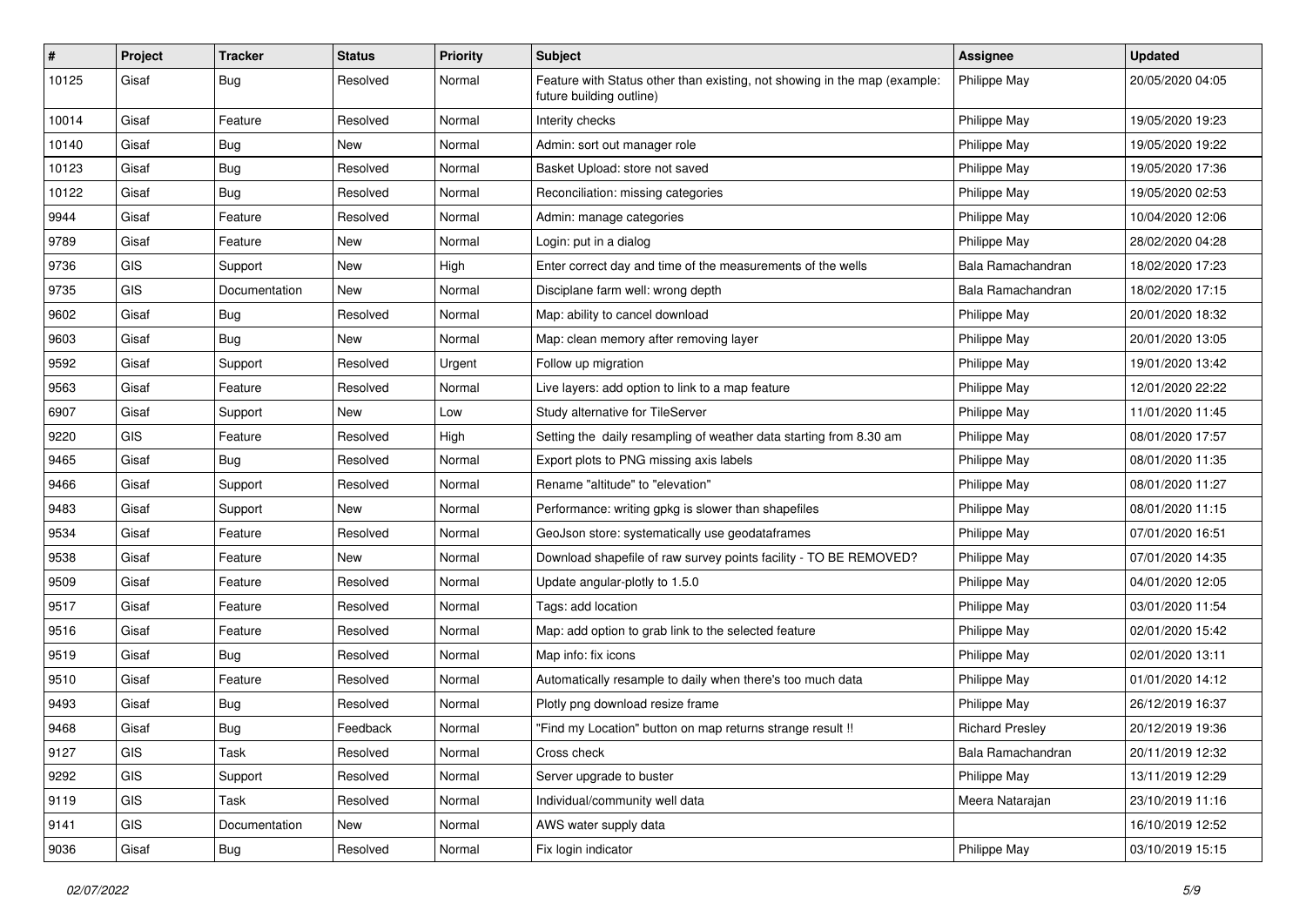| # | Project | Tracker | Status | Priority | Subject | Assignee | Updated |
|---|---|---|---|---|---|---|---|
| 10125 | Gisaf | Bug | Resolved | Normal | Feature with Status other than existing, not showing in the map (example: future building outline) | Philippe May | 20/05/2020 04:05 |
| 10014 | Gisaf | Feature | Resolved | Normal | Interity checks | Philippe May | 19/05/2020 19:23 |
| 10140 | Gisaf | Bug | New | Normal | Admin: sort out manager role | Philippe May | 19/05/2020 19:22 |
| 10123 | Gisaf | Bug | Resolved | Normal | Basket Upload: store not saved | Philippe May | 19/05/2020 17:36 |
| 10122 | Gisaf | Bug | Resolved | Normal | Reconciliation: missing categories | Philippe May | 19/05/2020 02:53 |
| 9944 | Gisaf | Feature | Resolved | Normal | Admin: manage categories | Philippe May | 10/04/2020 12:06 |
| 9789 | Gisaf | Feature | New | Normal | Login: put in a dialog | Philippe May | 28/02/2020 04:28 |
| 9736 | GIS | Support | New | High | Enter correct day and time of the measurements of the wells | Bala Ramachandran | 18/02/2020 17:23 |
| 9735 | GIS | Documentation | New | Normal | Disciplane farm well: wrong depth | Bala Ramachandran | 18/02/2020 17:15 |
| 9602 | Gisaf | Bug | Resolved | Normal | Map: ability to cancel download | Philippe May | 20/01/2020 18:32 |
| 9603 | Gisaf | Bug | New | Normal | Map: clean memory after removing layer | Philippe May | 20/01/2020 13:05 |
| 9592 | Gisaf | Support | Resolved | Urgent | Follow up migration | Philippe May | 19/01/2020 13:42 |
| 9563 | Gisaf | Feature | Resolved | Normal | Live layers: add option to link to a map feature | Philippe May | 12/01/2020 22:22 |
| 6907 | Gisaf | Support | New | Low | Study alternative for TileServer | Philippe May | 11/01/2020 11:45 |
| 9220 | GIS | Feature | Resolved | High | Setting the daily resampling of weather data starting from 8.30 am | Philippe May | 08/01/2020 17:57 |
| 9465 | Gisaf | Bug | Resolved | Normal | Export plots to PNG missing axis labels | Philippe May | 08/01/2020 11:35 |
| 9466 | Gisaf | Support | Resolved | Normal | Rename "altitude" to "elevation" | Philippe May | 08/01/2020 11:27 |
| 9483 | Gisaf | Support | New | Normal | Performance: writing gpkg is slower than shapefiles | Philippe May | 08/01/2020 11:15 |
| 9534 | Gisaf | Feature | Resolved | Normal | GeoJson store: systematically use geodataframes | Philippe May | 07/01/2020 16:51 |
| 9538 | Gisaf | Feature | New | Normal | Download shapefile of raw survey points facility - TO BE REMOVED? | Philippe May | 07/01/2020 14:35 |
| 9509 | Gisaf | Feature | Resolved | Normal | Update angular-plotly to 1.5.0 | Philippe May | 04/01/2020 12:05 |
| 9517 | Gisaf | Feature | Resolved | Normal | Tags: add location | Philippe May | 03/01/2020 11:54 |
| 9516 | Gisaf | Feature | Resolved | Normal | Map: add option to grab link to the selected feature | Philippe May | 02/01/2020 15:42 |
| 9519 | Gisaf | Bug | Resolved | Normal | Map info: fix icons | Philippe May | 02/01/2020 13:11 |
| 9510 | Gisaf | Feature | Resolved | Normal | Automatically resample to daily when there's too much data | Philippe May | 01/01/2020 14:12 |
| 9493 | Gisaf | Bug | Resolved | Normal | Plotly png download resize frame | Philippe May | 26/12/2019 16:37 |
| 9468 | Gisaf | Bug | Feedback | Normal | "Find my Location" button on map returns strange result !! | Richard Presley | 20/12/2019 19:36 |
| 9127 | GIS | Task | Resolved | Normal | Cross check | Bala Ramachandran | 20/11/2019 12:32 |
| 9292 | GIS | Support | Resolved | Normal | Server upgrade to buster | Philippe May | 13/11/2019 12:29 |
| 9119 | GIS | Task | Resolved | Normal | Individual/community well data | Meera Natarajan | 23/10/2019 11:16 |
| 9141 | GIS | Documentation | New | Normal | AWS water supply data | | 16/10/2019 12:52 |
| 9036 | Gisaf | Bug | Resolved | Normal | Fix login indicator | Philippe May | 03/10/2019 15:15 |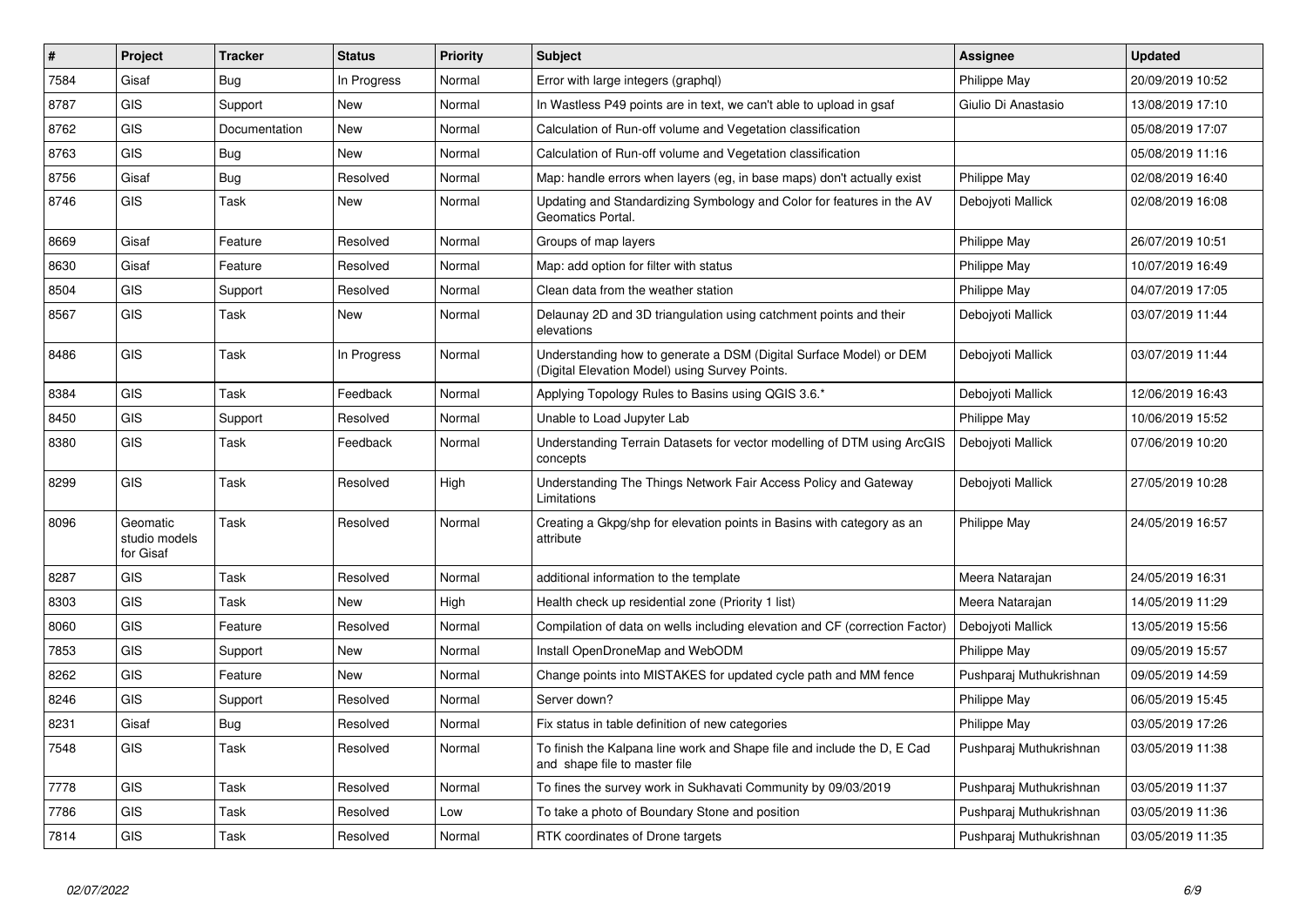| # | Project | Tracker | Status | Priority | Subject | Assignee | Updated |
|---|---|---|---|---|---|---|---|
| 7584 | Gisaf | Bug | In Progress | Normal | Error with large integers (graphql) | Philippe May | 20/09/2019 10:52 |
| 8787 | GIS | Support | New | Normal | In Wastless P49 points are in text, we can't able to upload in gsaf | Giulio Di Anastasio | 13/08/2019 17:10 |
| 8762 | GIS | Documentation | New | Normal | Calculation of Run-off volume and Vegetation classification | | 05/08/2019 17:07 |
| 8763 | GIS | Bug | New | Normal | Calculation of Run-off volume and Vegetation classification | | 05/08/2019 11:16 |
| 8756 | Gisaf | Bug | Resolved | Normal | Map: handle errors when layers (eg, in base maps) don't actually exist | Philippe May | 02/08/2019 16:40 |
| 8746 | GIS | Task | New | Normal | Updating and Standardizing Symbology and Color for features in the AV Geomatics Portal. | Debojyoti Mallick | 02/08/2019 16:08 |
| 8669 | Gisaf | Feature | Resolved | Normal | Groups of map layers | Philippe May | 26/07/2019 10:51 |
| 8630 | Gisaf | Feature | Resolved | Normal | Map: add option for filter with status | Philippe May | 10/07/2019 16:49 |
| 8504 | GIS | Support | Resolved | Normal | Clean data from the weather station | Philippe May | 04/07/2019 17:05 |
| 8567 | GIS | Task | New | Normal | Delaunay 2D and 3D triangulation using catchment points and their elevations | Debojyoti Mallick | 03/07/2019 11:44 |
| 8486 | GIS | Task | In Progress | Normal | Understanding how to generate a DSM (Digital Surface Model) or DEM (Digital Elevation Model) using Survey Points. | Debojyoti Mallick | 03/07/2019 11:44 |
| 8384 | GIS | Task | Feedback | Normal | Applying Topology Rules to Basins using QGIS 3.6.* | Debojyoti Mallick | 12/06/2019 16:43 |
| 8450 | GIS | Support | Resolved | Normal | Unable to Load Jupyter Lab | Philippe May | 10/06/2019 15:52 |
| 8380 | GIS | Task | Feedback | Normal | Understanding Terrain Datasets for vector modelling of DTM using ArcGIS concepts | Debojyoti Mallick | 07/06/2019 10:20 |
| 8299 | GIS | Task | Resolved | High | Understanding The Things Network Fair Access Policy and Gateway Limitations | Debojyoti Mallick | 27/05/2019 10:28 |
| 8096 | Geomatic studio models for Gisaf | Task | Resolved | Normal | Creating a Gkpg/shp for elevation points in Basins with category as an attribute | Philippe May | 24/05/2019 16:57 |
| 8287 | GIS | Task | Resolved | Normal | additional information to the template | Meera Natarajan | 24/05/2019 16:31 |
| 8303 | GIS | Task | New | High | Health check up residential zone (Priority 1 list) | Meera Natarajan | 14/05/2019 11:29 |
| 8060 | GIS | Feature | Resolved | Normal | Compilation of data on wells including elevation and CF (correction Factor) | Debojyoti Mallick | 13/05/2019 15:56 |
| 7853 | GIS | Support | New | Normal | Install OpenDroneMap and WebODM | Philippe May | 09/05/2019 15:57 |
| 8262 | GIS | Feature | New | Normal | Change points into MISTAKES for updated cycle path and MM fence | Pushparaj Muthukrishnan | 09/05/2019 14:59 |
| 8246 | GIS | Support | Resolved | Normal | Server down? | Philippe May | 06/05/2019 15:45 |
| 8231 | Gisaf | Bug | Resolved | Normal | Fix status in table definition of new categories | Philippe May | 03/05/2019 17:26 |
| 7548 | GIS | Task | Resolved | Normal | To finish the Kalpana line work and Shape file and include the D, E Cad and shape file to master file | Pushparaj Muthukrishnan | 03/05/2019 11:38 |
| 7778 | GIS | Task | Resolved | Normal | To fines the survey work in Sukhavati Community by 09/03/2019 | Pushparaj Muthukrishnan | 03/05/2019 11:37 |
| 7786 | GIS | Task | Resolved | Low | To take a photo of Boundary Stone and position | Pushparaj Muthukrishnan | 03/05/2019 11:36 |
| 7814 | GIS | Task | Resolved | Normal | RTK coordinates of Drone targets | Pushparaj Muthukrishnan | 03/05/2019 11:35 |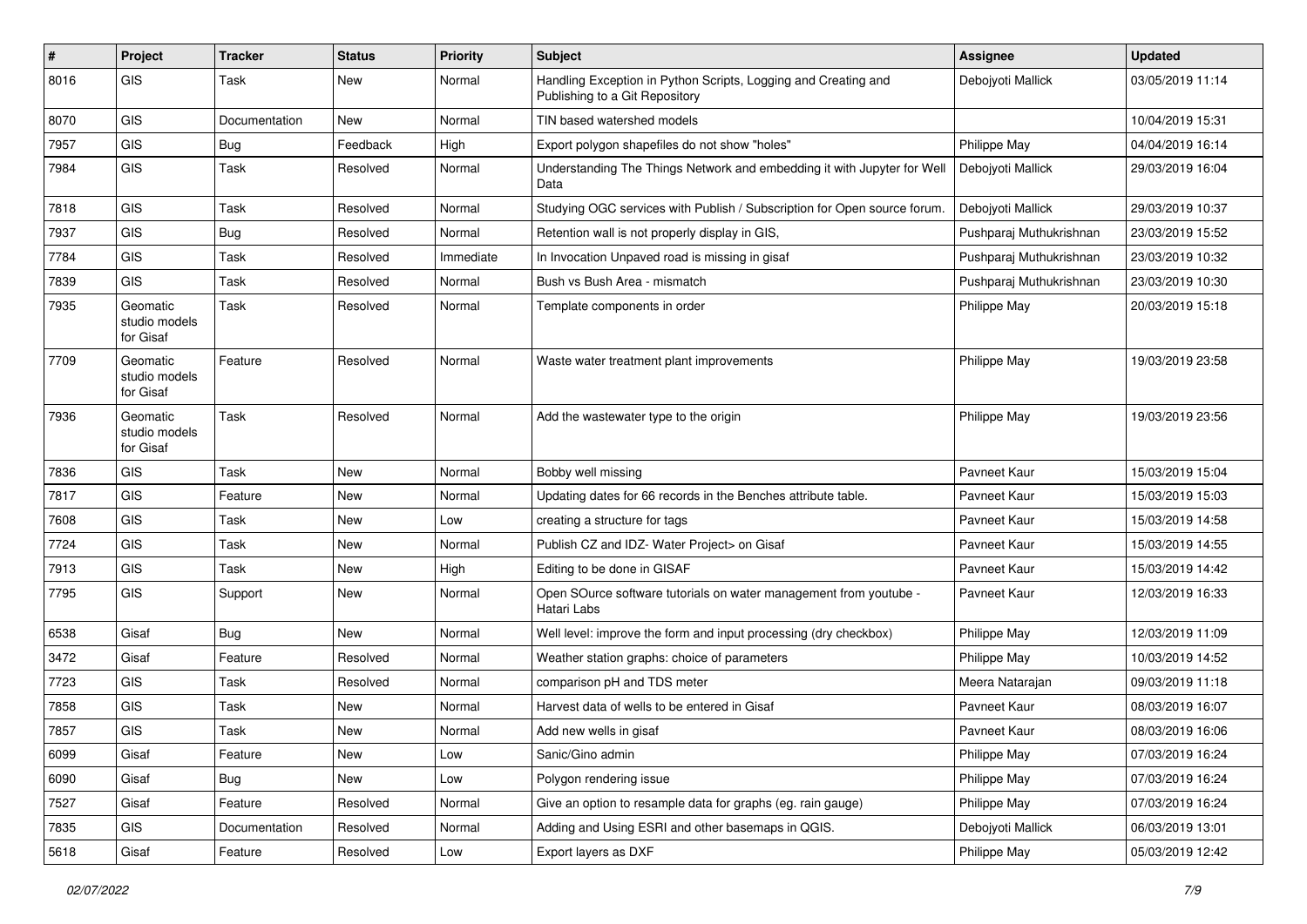| # | Project | Tracker | Status | Priority | Subject | Assignee | Updated |
|---|---|---|---|---|---|---|---|
| 8016 | GIS | Task | New | Normal | Handling Exception in Python Scripts, Logging and Creating and Publishing to a Git Repository | Debojyoti Mallick | 03/05/2019 11:14 |
| 8070 | GIS | Documentation | New | Normal | TIN based watershed models | | 10/04/2019 15:31 |
| 7957 | GIS | Bug | Feedback | High | Export polygon shapefiles do not show "holes" | Philippe May | 04/04/2019 16:14 |
| 7984 | GIS | Task | Resolved | Normal | Understanding The Things Network and embedding it with Jupyter for Well Data | Debojyoti Mallick | 29/03/2019 16:04 |
| 7818 | GIS | Task | Resolved | Normal | Studying OGC services with Publish / Subscription for Open source forum. | Debojyoti Mallick | 29/03/2019 10:37 |
| 7937 | GIS | Bug | Resolved | Normal | Retention wall is not properly display in GIS, | Pushparaj Muthukrishnan | 23/03/2019 15:52 |
| 7784 | GIS | Task | Resolved | Immediate | In Invocation Unpaved road is missing in gisaf | Pushparaj Muthukrishnan | 23/03/2019 10:32 |
| 7839 | GIS | Task | Resolved | Normal | Bush vs Bush Area - mismatch | Pushparaj Muthukrishnan | 23/03/2019 10:30 |
| 7935 | Geomatic studio models for Gisaf | Task | Resolved | Normal | Template components in order | Philippe May | 20/03/2019 15:18 |
| 7709 | Geomatic studio models for Gisaf | Feature | Resolved | Normal | Waste water treatment plant improvements | Philippe May | 19/03/2019 23:58 |
| 7936 | Geomatic studio models for Gisaf | Task | Resolved | Normal | Add the wastewater type to the origin | Philippe May | 19/03/2019 23:56 |
| 7836 | GIS | Task | New | Normal | Bobby well missing | Pavneet Kaur | 15/03/2019 15:04 |
| 7817 | GIS | Feature | New | Normal | Updating dates for 66 records in the Benches attribute table. | Pavneet Kaur | 15/03/2019 15:03 |
| 7608 | GIS | Task | New | Low | creating a structure for tags | Pavneet Kaur | 15/03/2019 14:58 |
| 7724 | GIS | Task | New | Normal | Publish CZ and IDZ- Water Project> on Gisaf | Pavneet Kaur | 15/03/2019 14:55 |
| 7913 | GIS | Task | New | High | Editing to be done in GISAF | Pavneet Kaur | 15/03/2019 14:42 |
| 7795 | GIS | Support | New | Normal | Open SOurce software tutorials on water management from youtube - Hatari Labs | Pavneet Kaur | 12/03/2019 16:33 |
| 6538 | Gisaf | Bug | New | Normal | Well level: improve the form and input processing (dry checkbox) | Philippe May | 12/03/2019 11:09 |
| 3472 | Gisaf | Feature | Resolved | Normal | Weather station graphs: choice of parameters | Philippe May | 10/03/2019 14:52 |
| 7723 | GIS | Task | Resolved | Normal | comparison pH and TDS meter | Meera Natarajan | 09/03/2019 11:18 |
| 7858 | GIS | Task | New | Normal | Harvest data of wells to be entered in Gisaf | Pavneet Kaur | 08/03/2019 16:07 |
| 7857 | GIS | Task | New | Normal | Add new wells in gisaf | Pavneet Kaur | 08/03/2019 16:06 |
| 6099 | Gisaf | Feature | New | Low | Sanic/Gino admin | Philippe May | 07/03/2019 16:24 |
| 6090 | Gisaf | Bug | New | Low | Polygon rendering issue | Philippe May | 07/03/2019 16:24 |
| 7527 | Gisaf | Feature | Resolved | Normal | Give an option to resample data for graphs (eg. rain gauge) | Philippe May | 07/03/2019 16:24 |
| 7835 | GIS | Documentation | Resolved | Normal | Adding and Using ESRI and other basemaps in QGIS. | Debojyoti Mallick | 06/03/2019 13:01 |
| 5618 | Gisaf | Feature | Resolved | Low | Export layers as DXF | Philippe May | 05/03/2019 12:42 |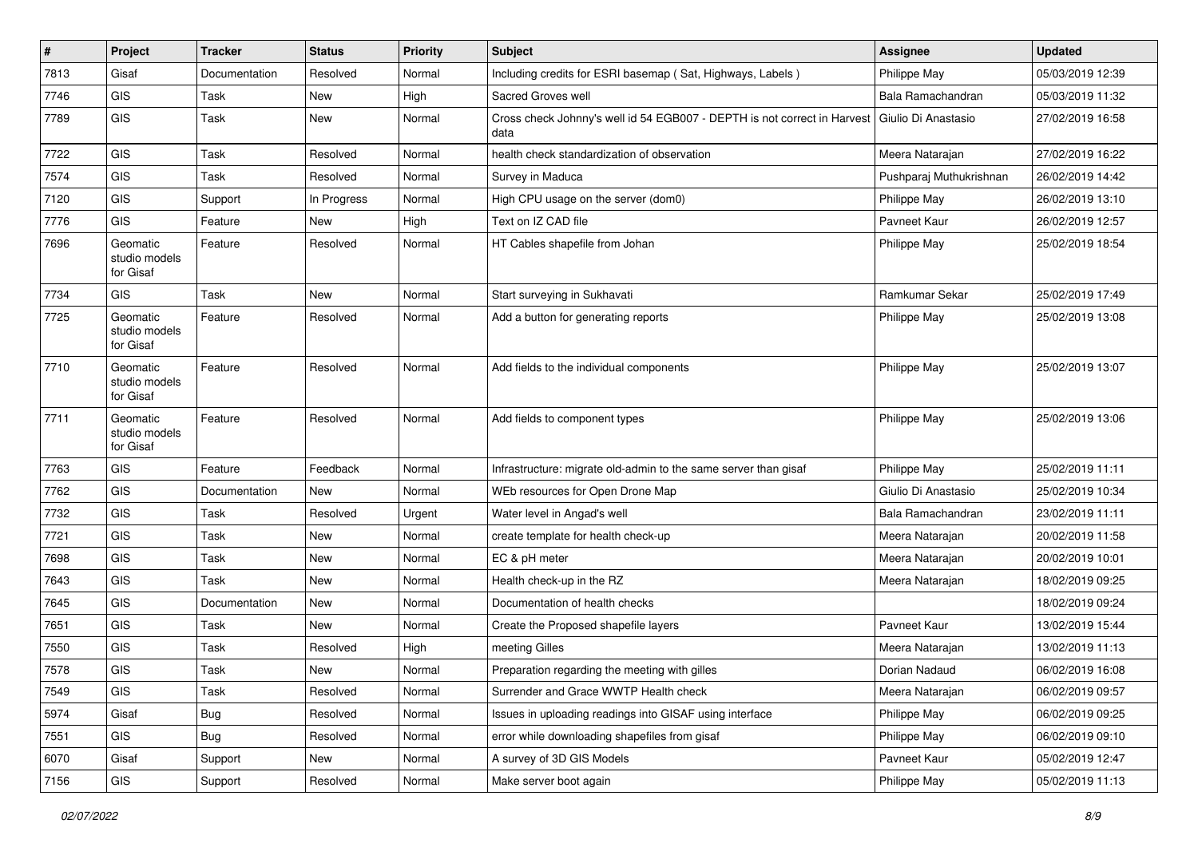| # | Project | Tracker | Status | Priority | Subject | Assignee | Updated |
|---|---|---|---|---|---|---|---|
| 7813 | Gisaf | Documentation | Resolved | Normal | Including credits for ESRI basemap ( Sat, Highways, Labels ) | Philippe May | 05/03/2019 12:39 |
| 7746 | GIS | Task | New | High | Sacred Groves well | Bala Ramachandran | 05/03/2019 11:32 |
| 7789 | GIS | Task | New | Normal | Cross check Johnny's well id 54 EGB007 - DEPTH is not correct in Harvest data | Giulio Di Anastasio | 27/02/2019 16:58 |
| 7722 | GIS | Task | Resolved | Normal | health check standardization of observation | Meera Natarajan | 27/02/2019 16:22 |
| 7574 | GIS | Task | Resolved | Normal | Survey in Maduca | Pushparaj Muthukrishnan | 26/02/2019 14:42 |
| 7120 | GIS | Support | In Progress | Normal | High CPU usage on the server (dom0) | Philippe May | 26/02/2019 13:10 |
| 7776 | GIS | Feature | New | High | Text on IZ CAD file | Pavneet Kaur | 26/02/2019 12:57 |
| 7696 | Geomatic studio models for Gisaf | Feature | Resolved | Normal | HT Cables shapefile from Johan | Philippe May | 25/02/2019 18:54 |
| 7734 | GIS | Task | New | Normal | Start surveying in Sukhavati | Ramkumar Sekar | 25/02/2019 17:49 |
| 7725 | Geomatic studio models for Gisaf | Feature | Resolved | Normal | Add a button for generating reports | Philippe May | 25/02/2019 13:08 |
| 7710 | Geomatic studio models for Gisaf | Feature | Resolved | Normal | Add fields to the individual components | Philippe May | 25/02/2019 13:07 |
| 7711 | Geomatic studio models for Gisaf | Feature | Resolved | Normal | Add fields to component types | Philippe May | 25/02/2019 13:06 |
| 7763 | GIS | Feature | Feedback | Normal | Infrastructure: migrate old-admin to the same server than gisaf | Philippe May | 25/02/2019 11:11 |
| 7762 | GIS | Documentation | New | Normal | WEb resources for Open Drone Map | Giulio Di Anastasio | 25/02/2019 10:34 |
| 7732 | GIS | Task | Resolved | Urgent | Water level in Angad's well | Bala Ramachandran | 23/02/2019 11:11 |
| 7721 | GIS | Task | New | Normal | create template for health check-up | Meera Natarajan | 20/02/2019 11:58 |
| 7698 | GIS | Task | New | Normal | EC & pH meter | Meera Natarajan | 20/02/2019 10:01 |
| 7643 | GIS | Task | New | Normal | Health check-up in the RZ | Meera Natarajan | 18/02/2019 09:25 |
| 7645 | GIS | Documentation | New | Normal | Documentation of health checks | | 18/02/2019 09:24 |
| 7651 | GIS | Task | New | Normal | Create the Proposed shapefile layers | Pavneet Kaur | 13/02/2019 15:44 |
| 7550 | GIS | Task | Resolved | High | meeting Gilles | Meera Natarajan | 13/02/2019 11:13 |
| 7578 | GIS | Task | New | Normal | Preparation regarding the meeting with gilles | Dorian Nadaud | 06/02/2019 16:08 |
| 7549 | GIS | Task | Resolved | Normal | Surrender and Grace WWTP Health check | Meera Natarajan | 06/02/2019 09:57 |
| 5974 | Gisaf | Bug | Resolved | Normal | Issues in uploading readings into GISAF using interface | Philippe May | 06/02/2019 09:25 |
| 7551 | GIS | Bug | Resolved | Normal | error while downloading shapefiles from gisaf | Philippe May | 06/02/2019 09:10 |
| 6070 | Gisaf | Support | New | Normal | A survey of 3D GIS Models | Pavneet Kaur | 05/02/2019 12:47 |
| 7156 | GIS | Support | Resolved | Normal | Make server boot again | Philippe May | 05/02/2019 11:13 |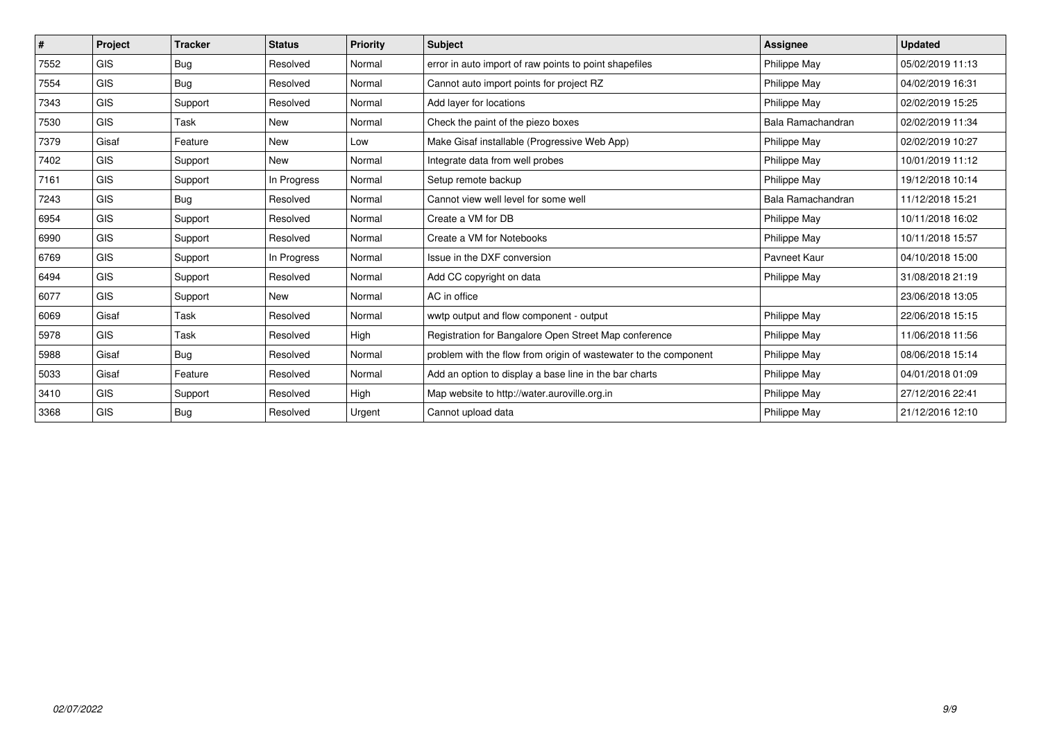| # | Project | Tracker | Status | Priority | Subject | Assignee | Updated |
|---|---|---|---|---|---|---|---|
| 7552 | GIS | Bug | Resolved | Normal | error in auto import of raw points to point shapefiles | Philippe May | 05/02/2019 11:13 |
| 7554 | GIS | Bug | Resolved | Normal | Cannot auto import points for project RZ | Philippe May | 04/02/2019 16:31 |
| 7343 | GIS | Support | Resolved | Normal | Add layer for locations | Philippe May | 02/02/2019 15:25 |
| 7530 | GIS | Task | New | Normal | Check the paint of the piezo boxes | Bala Ramachandran | 02/02/2019 11:34 |
| 7379 | Gisaf | Feature | New | Low | Make Gisaf installable (Progressive Web App) | Philippe May | 02/02/2019 10:27 |
| 7402 | GIS | Support | New | Normal | Integrate data from well probes | Philippe May | 10/01/2019 11:12 |
| 7161 | GIS | Support | In Progress | Normal | Setup remote backup | Philippe May | 19/12/2018 10:14 |
| 7243 | GIS | Bug | Resolved | Normal | Cannot view well level for some well | Bala Ramachandran | 11/12/2018 15:21 |
| 6954 | GIS | Support | Resolved | Normal | Create a VM for DB | Philippe May | 10/11/2018 16:02 |
| 6990 | GIS | Support | Resolved | Normal | Create a VM for Notebooks | Philippe May | 10/11/2018 15:57 |
| 6769 | GIS | Support | In Progress | Normal | Issue in the DXF conversion | Pavneet Kaur | 04/10/2018 15:00 |
| 6494 | GIS | Support | Resolved | Normal | Add CC copyright on data | Philippe May | 31/08/2018 21:19 |
| 6077 | GIS | Support | New | Normal | AC in office | | 23/06/2018 13:05 |
| 6069 | Gisaf | Task | Resolved | Normal | wwtp output and flow component - output | Philippe May | 22/06/2018 15:15 |
| 5978 | GIS | Task | Resolved | High | Registration for Bangalore Open Street Map conference | Philippe May | 11/06/2018 11:56 |
| 5988 | Gisaf | Bug | Resolved | Normal | problem with the flow from origin of wastewater to the component | Philippe May | 08/06/2018 15:14 |
| 5033 | Gisaf | Feature | Resolved | Normal | Add an option to display a base line in the bar charts | Philippe May | 04/01/2018 01:09 |
| 3410 | GIS | Support | Resolved | High | Map website to http://water.auroville.org.in | Philippe May | 27/12/2016 22:41 |
| 3368 | GIS | Bug | Resolved | Urgent | Cannot upload data | Philippe May | 21/12/2016 12:10 |